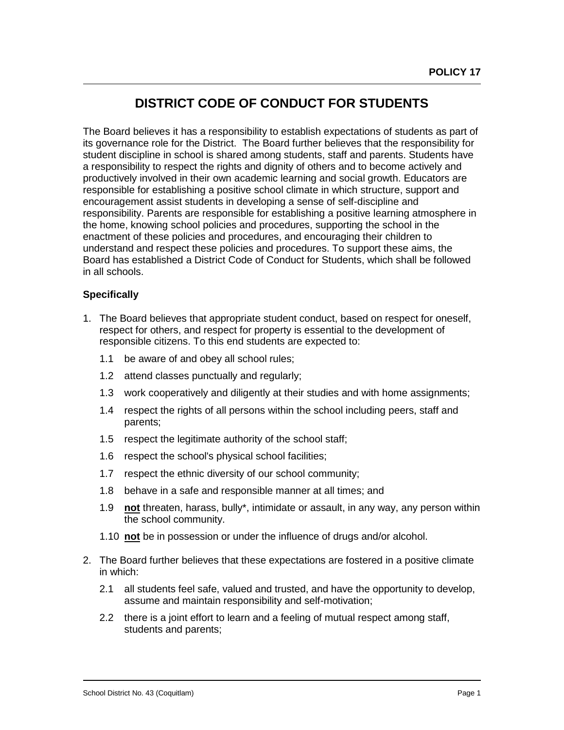POLICY 17

# DISTRICT CODE OF CONDUCT FOR STUDENTS

The Board believes it has a responsibility to establish expectations of students as part of its governance role for the District. The Board further believes that the responsibility for student discipline in school is shared among students, staff and parents. Students have a responsibility to respect the rights and dignity of others and to become actively and productively involved in their own academic learning and social growth. Educators are responsible for establishing a positive school climate in which structure, support and encouragement assist students in developing a sense of self-discipline and responsibility. Parents are responsible for establishing a positive learning atmosphere in the home, knowing school policies and procedures, supporting the school in the enactment of these policies and procedures, and encouraging their children to understand and respect these policies and procedures. To support these aims, the Board has established a District Code of Conduct for Students, which shall be followed in all schools.

**Specifically**

1. The Board believes that appropriate student conduct, based on respect for oneself, respect for others, and respect for property is essential to the development of responsible citizens. To this end students are expected to:

   1.1 be aware of and obey all school rules;

   1.2 attend classes punctually and regularly;

   1.3 work cooperatively and diligently at their studies and with home assignments;

   1.4 respect the rights of all persons within the school including peers, staff and parents;

   1.5 respect the legitimate authority of the school staff;

   1.6 respect the school's physical school facilities;

   1.7 respect the ethnic diversity of our school community;

   1.8 behave in a safe and responsible manner at all times; and

   1.9 **not** threaten, harass, bully*, intimidate or assault, in any way, any person within the school community.

   1.10 **not** be in possession or under the influence of drugs and/or alcohol.

2. The Board further believes that these expectations are fostered in a positive climate in which:

   2.1 all students feel safe, valued and trusted, and have the opportunity to develop, assume and maintain responsibility and self-motivation;

   2.2 there is a joint effort to learn and a feeling of mutual respect among staff, students and parents;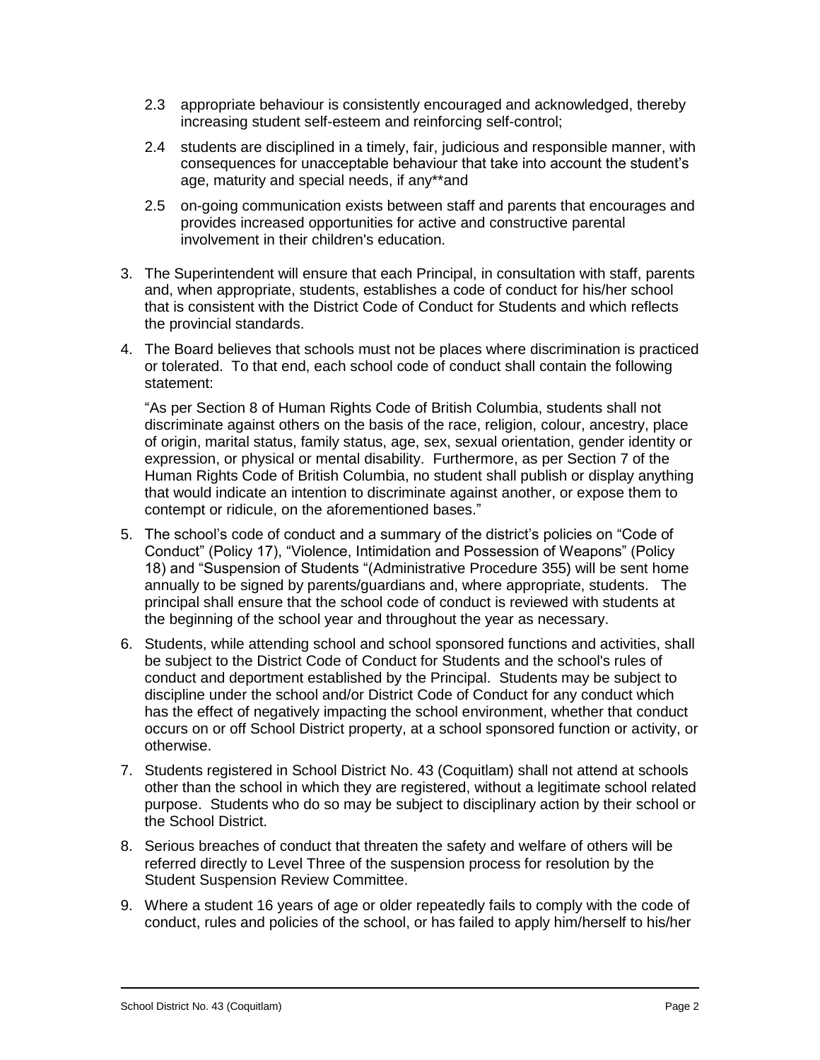2.3 appropriate behaviour is consistently encouraged and acknowledged, thereby increasing student self-esteem and reinforcing self-control;

2.4 students are disciplined in a timely, fair, judicious and responsible manner, with consequences for unacceptable behaviour that take into account the student's age, maturity and special needs, if any**and

2.5 on-going communication exists between staff and parents that encourages and provides increased opportunities for active and constructive parental involvement in their children's education.

3. The Superintendent will ensure that each Principal, in consultation with staff, parents and, when appropriate, students, establishes a code of conduct for his/her school that is consistent with the District Code of Conduct for Students and which reflects the provincial standards.

4. The Board believes that schools must not be places where discrimination is practiced or tolerated. To that end, each school code of conduct shall contain the following statement:

   "As per Section 8 of Human Rights Code of British Columbia, students shall not discriminate against others on the basis of the race, religion, colour, ancestry, place of origin, marital status, family status, age, sex, sexual orientation, gender identity or expression, or physical or mental disability. Furthermore, as per Section 7 of the Human Rights Code of British Columbia, no student shall publish or display anything that would indicate an intention to discriminate against another, or expose them to contempt or ridicule, on the aforementioned bases."

5. The school's code of conduct and a summary of the district's policies on "Code of Conduct" (Policy 17), "Violence, Intimidation and Possession of Weapons" (Policy 18) and "Suspension of Students "(Administrative Procedure 355) will be sent home annually to be signed by parents/guardians and, where appropriate, students. The principal shall ensure that the school code of conduct is reviewed with students at the beginning of the school year and throughout the year as necessary.

6. Students, while attending school and school sponsored functions and activities, shall be subject to the District Code of Conduct for Students and the school's rules of conduct and deportment established by the Principal. Students may be subject to discipline under the school and/or District Code of Conduct for any conduct which has the effect of negatively impacting the school environment, whether that conduct occurs on or off School District property, at a school sponsored function or activity, or otherwise.

7. Students registered in School District No. 43 (Coquitlam) shall not attend at schools other than the school in which they are registered, without a legitimate school related purpose. Students who do so may be subject to disciplinary action by their school or the School District.

8. Serious breaches of conduct that threaten the safety and welfare of others will be referred directly to Level Three of the suspension process for resolution by the Student Suspension Review Committee.

9. Where a student 16 years of age or older repeatedly fails to comply with the code of conduct, rules and policies of the school, or has failed to apply him/herself to his/her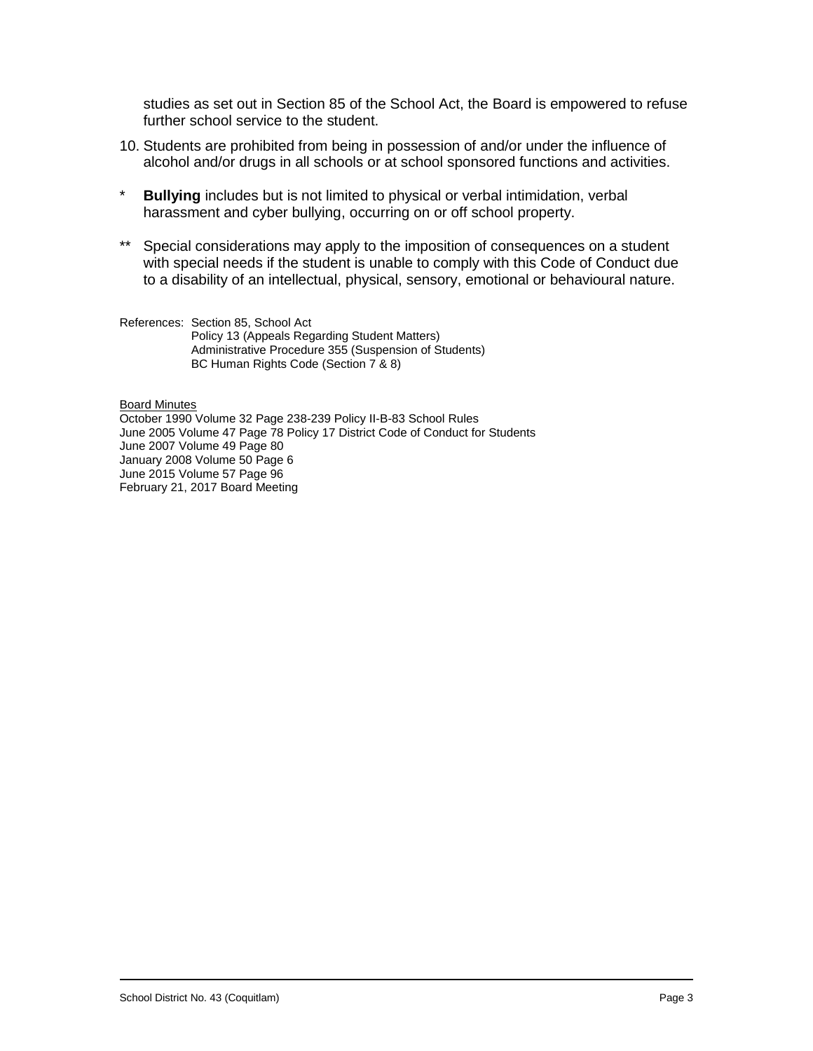studies as set out in Section 85 of the School Act, the Board is empowered to refuse further school service to the student.

10. Students are prohibited from being in possession of and/or under the influence of alcohol and/or drugs in all schools or at school sponsored functions and activities.

\* **Bullying** includes but is not limited to physical or verbal intimidation, verbal harassment and cyber bullying, occurring on or off school property.

\*\* Special considerations may apply to the imposition of consequences on a student with special needs if the student is unable to comply with this Code of Conduct due to a disability of an intellectual, physical, sensory, emotional or behavioural nature.

References: Section 85, School Act
Policy 13 (Appeals Regarding Student Matters)
Administrative Procedure 355 (Suspension of Students)
BC Human Rights Code (Section 7 & 8)

Board Minutes
October 1990 Volume 32 Page 238-239 Policy II-B-83 School Rules
June 2005 Volume 47 Page 78 Policy 17 District Code of Conduct for Students
June 2007 Volume 49 Page 80
January 2008 Volume 50 Page 6
June 2015 Volume 57 Page 96
February 21, 2017 Board Meeting